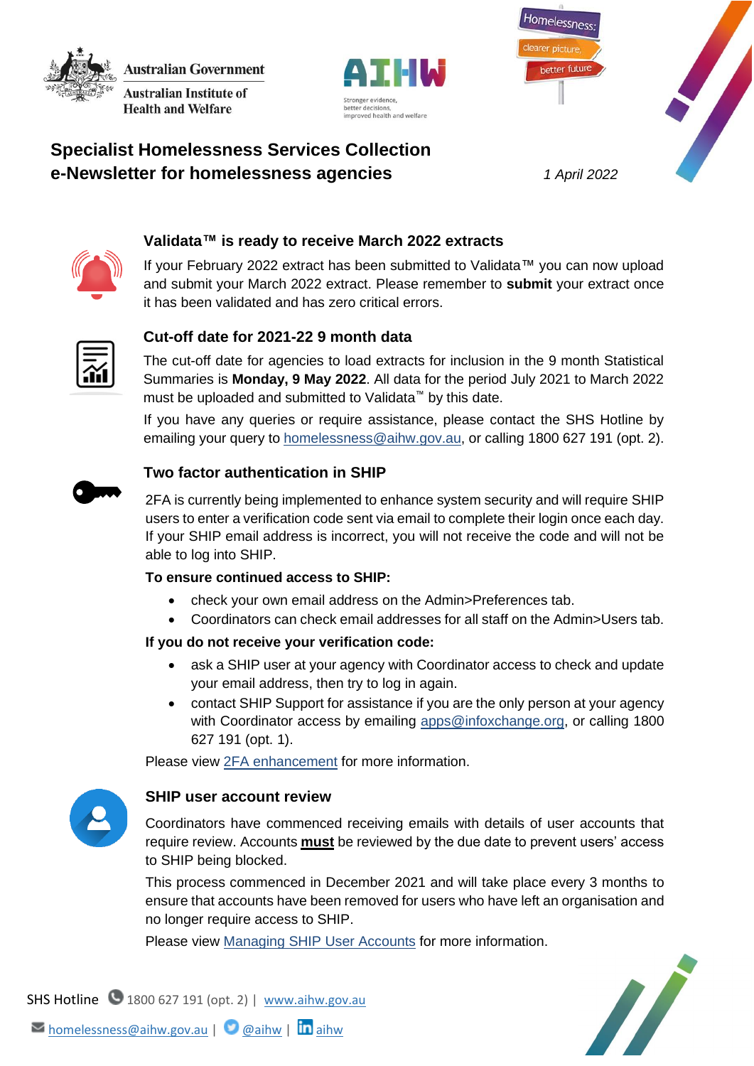Australian Government
Australian Institute of Health and Welfare

# Specialist Homelessness Services Collection
# e-Newsletter for homelessness agencies

*1 April 2022*

## Validata™ is ready to receive March 2022 extracts

If your February 2022 extract has been submitted to Validata™ you can now upload and submit your March 2022 extract. Please remember to **submit** your extract once it has been validated and has zero critical errors.

## Cut-off date for 2021-22 9 month data

The cut-off date for agencies to load extracts for inclusion in the 9 month Statistical Summaries is **Monday, 9 May 2022**. All data for the period July 2021 to March 2022 must be uploaded and submitted to Validata™ by this date.

If you have any queries or require assistance, please contact the SHS Hotline by emailing your query to homelessness@aihw.gov.au, or calling 1800 627 191 (opt. 2).

## Two factor authentication in SHIP

2FA is currently being implemented to enhance system security and will require SHIP users to enter a verification code sent via email to complete their login once each day. If your SHIP email address is incorrect, you will not receive the code and will not be able to log into SHIP.

**To ensure continued access to SHIP:**

- check your own email address on the Admin>Preferences tab.
- Coordinators can check email addresses for all staff on the Admin>Users tab.

**If you do not receive your verification code:**

- ask a SHIP user at your agency with Coordinator access to check and update your email address, then try to log in again.
- contact SHIP Support for assistance if you are the only person at your agency with Coordinator access by emailing apps@infoxchange.org, or calling 1800 627 191 (opt. 1).

Please view 2FA enhancement for more information.

## SHIP user account review

Coordinators have commenced receiving emails with details of user accounts that require review. Accounts **must** be reviewed by the due date to prevent users' access to SHIP being blocked.

This process commenced in December 2021 and will take place every 3 months to ensure that accounts have been removed for users who have left an organisation and no longer require access to SHIP.

Please view Managing SHIP User Accounts for more information.

SHS Hotline 1800 627 191 (opt. 2) | www.aihw.gov.au

homelessness@aihw.gov.au | @aihw | aihw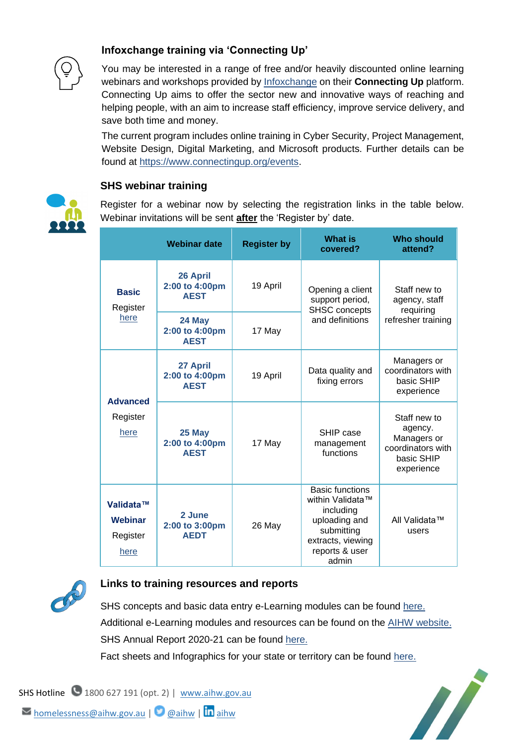## Infoxchange training via 'Connecting Up'

You may be interested in a range of free and/or heavily discounted online learning webinars and workshops provided by Infoxchange on their **Connecting Up** platform. Connecting Up aims to offer the sector new and innovative ways of reaching and helping people, with an aim to increase staff efficiency, improve service delivery, and save both time and money.

The current program includes online training in Cyber Security, Project Management, Website Design, Digital Marketing, and Microsoft products. Further details can be found at https://www.connectingup.org/events.

## SHS webinar training

Register for a webinar now by selecting the registration links in the table below. Webinar invitations will be sent **after** the 'Register by' date.

| | Webinar date | Register by | What is covered? | Who should attend? |
|---|---|---|---|---|
| **Basic** Register here | **26 April 2:00 to 4:00pm AEST** | 19 April | Opening a client support period, SHSC concepts and definitions | Staff new to agency, staff requiring refresher training |
| | **24 May 2:00 to 4:00pm AEST** | 17 May | | |
| **Advanced** Register here | **27 April 2:00 to 4:00pm AEST** | 19 April | Data quality and fixing errors | Managers or coordinators with basic SHIP experience |
| | **25 May 2:00 to 4:00pm AEST** | 17 May | SHIP case management functions | Staff new to agency. Managers or coordinators with basic SHIP experience |
| **Validata™ Webinar** Register here | **2 June 2:00 to 3:00pm AEDT** | 26 May | Basic functions within Validata™ including uploading and submitting extracts, viewing reports & user admin | All Validata™ users |

## Links to training resources and reports

SHS concepts and basic data entry e-Learning modules can be found here.

Additional e-Learning modules and resources can be found on the AIHW website.

SHS Annual Report 2020-21 can be found here.

Fact sheets and Infographics for your state or territory can be found here.

SHS Hotline 1800 627 191 (opt. 2) | www.aihw.gov.au

homelessness@aihw.gov.au | @aihw | aihw